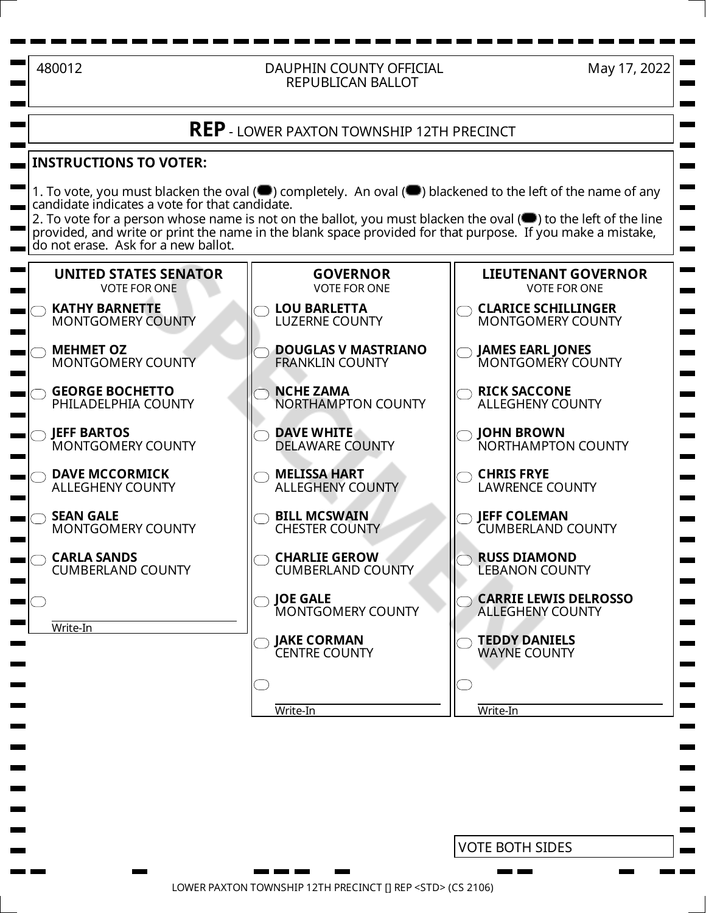480012

DAUPHIN COUNTY OFFICIAL
REPUBLICAN BALLOT

May 17, 2022

# REP - LOWER PAXTON TOWNSHIP 12TH PRECINCT

**INSTRUCTIONS TO VOTER:**

1. To vote, you must blacken the oval (⬬) completely. An oval (⬬) blackened to the left of the name of any candidate indicates a vote for that candidate.
2. To vote for a person whose name is not on the ballot, you must blacken the oval (⬬) to the left of the line provided, and write or print the name in the blank space provided for that purpose. If you make a mistake, do not erase. Ask for a new ballot.

## UNITED STATES SENATOR
VOTE FOR ONE

- ⬭ **KATHY BARNETTE** MONTGOMERY COUNTY
- ⬭ **MEHMET OZ** MONTGOMERY COUNTY
- ⬭ **GEORGE BOCHETTO** PHILADELPHIA COUNTY
- ⬭ **JEFF BARTOS** MONTGOMERY COUNTY
- ⬭ **DAVE MCCORMICK** ALLEGHENY COUNTY
- ⬭ **SEAN GALE** MONTGOMERY COUNTY
- ⬭ **CARLA SANDS** CUMBERLAND COUNTY
- ⬭ ________ Write-In

## GOVERNOR
VOTE FOR ONE

- ⬭ **LOU BARLETTA** LUZERNE COUNTY
- ⬭ **DOUGLAS V MASTRIANO** FRANKLIN COUNTY
- ⬭ **NCHE ZAMA** NORTHAMPTON COUNTY
- ⬭ **DAVE WHITE** DELAWARE COUNTY
- ⬭ **MELISSA HART** ALLEGHENY COUNTY
- ⬭ **BILL MCSWAIN** CHESTER COUNTY
- ⬭ **CHARLIE GEROW** CUMBERLAND COUNTY
- ⬭ **JOE GALE** MONTGOMERY COUNTY
- ⬭ **JAKE CORMAN** CENTRE COUNTY
- ⬭ ________ Write-In

## LIEUTENANT GOVERNOR
VOTE FOR ONE

- ⬭ **CLARICE SCHILLINGER** MONTGOMERY COUNTY
- ⬭ **JAMES EARL JONES** MONTGOMERY COUNTY
- ⬭ **RICK SACCONE** ALLEGHENY COUNTY
- ⬭ **JOHN BROWN** NORTHAMPTON COUNTY
- ⬭ **CHRIS FRYE** LAWRENCE COUNTY
- ⬭ **JEFF COLEMAN** CUMBERLAND COUNTY
- ⬭ **RUSS DIAMOND** LEBANON COUNTY
- ⬭ **CARRIE LEWIS DELROSSO** ALLEGHENY COUNTY
- ⬭ **TEDDY DANIELS** WAYNE COUNTY
- ⬭ ________ Write-In

VOTE BOTH SIDES

LOWER PAXTON TOWNSHIP 12TH PRECINCT [] REP <STD> (CS 2106)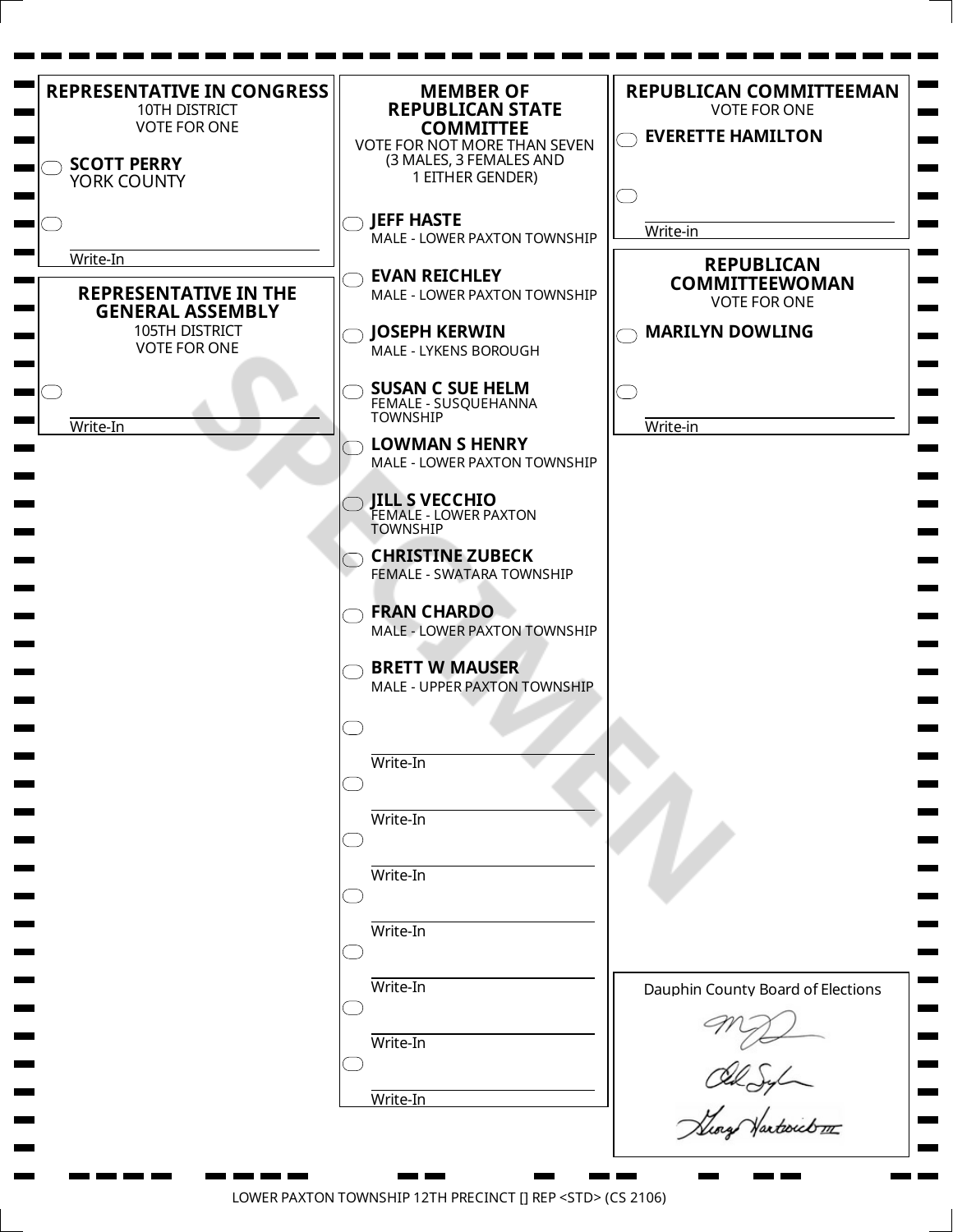## REPRESENTATIVE IN CONGRESS

10TH DISTRICT
VOTE FOR ONE

- SCOTT PERRY
  YORK COUNTY
- Write-In

## REPRESENTATIVE IN THE GENERAL ASSEMBLY

105TH DISTRICT
VOTE FOR ONE

- Write-In

## MEMBER OF REPUBLICAN STATE COMMITTEE

VOTE FOR NOT MORE THAN SEVEN
(3 MALES, 3 FEMALES AND
1 EITHER GENDER)

- JEFF HASTE
  MALE - LOWER PAXTON TOWNSHIP
- EVAN REICHLEY
  MALE - LOWER PAXTON TOWNSHIP
- JOSEPH KERWIN
  MALE - LYKENS BOROUGH
- SUSAN C SUE HELM
  FEMALE - SUSQUEHANNA TOWNSHIP
- LOWMAN S HENRY
  MALE - LOWER PAXTON TOWNSHIP
- JILL S VECCHIO
  FEMALE - LOWER PAXTON TOWNSHIP
- CHRISTINE ZUBECK
  FEMALE - SWATARA TOWNSHIP
- FRAN CHARDO
  MALE - LOWER PAXTON TOWNSHIP
- BRETT W MAUSER
  MALE - UPPER PAXTON TOWNSHIP
- Write-In
- Write-In
- Write-In
- Write-In
- Write-In
- Write-In
- Write-In

## REPUBLICAN COMMITTEEMAN

VOTE FOR ONE

- EVERETTE HAMILTON
- Write-in

## REPUBLICAN COMMITTEEWOMAN

VOTE FOR ONE

- MARILYN DOWLING
- Write-in

Dauphin County Board of Elections

SPECIMEN

LOWER PAXTON TOWNSHIP 12TH PRECINCT [] REP <STD> (CS 2106)